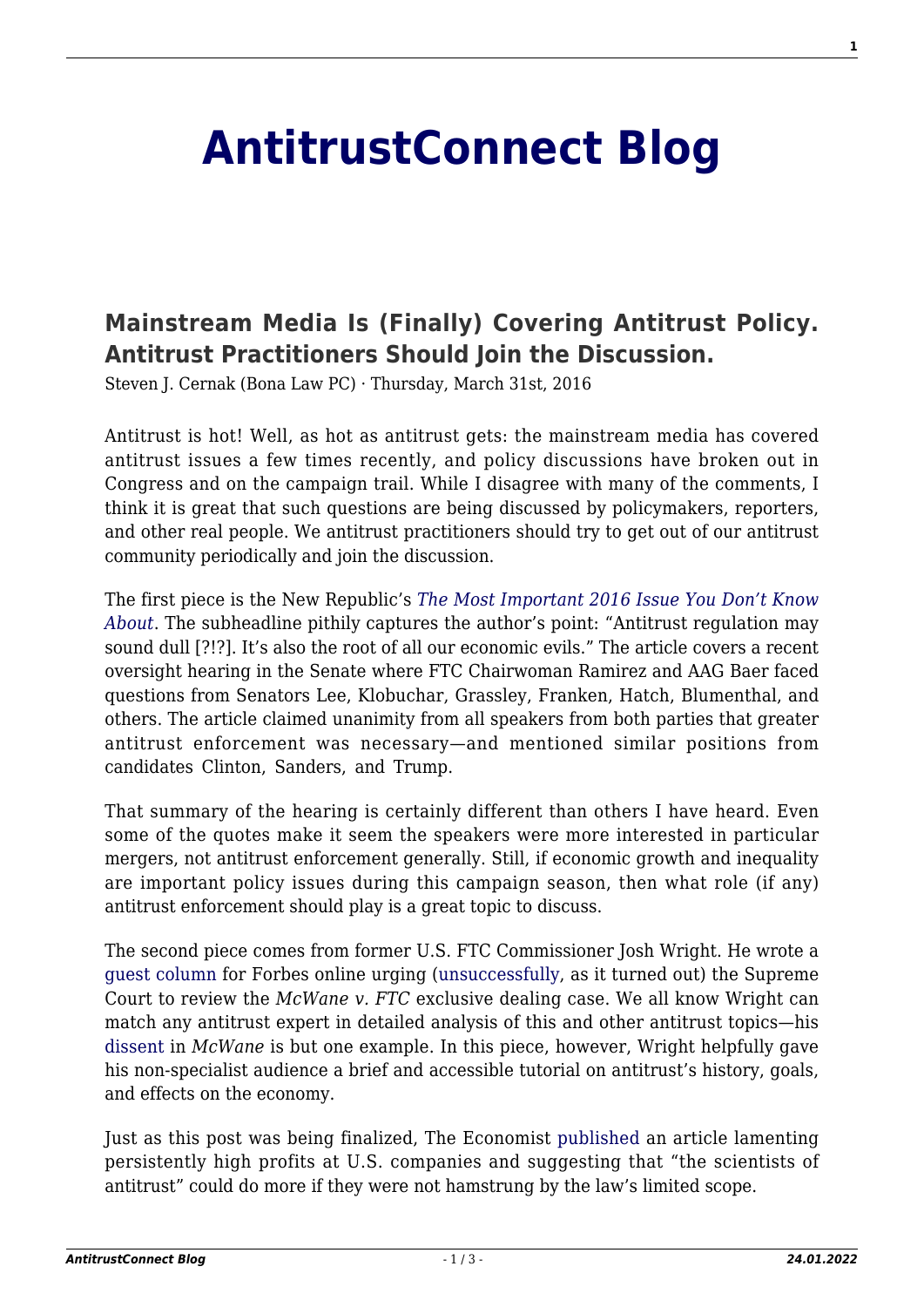# AntitrustConnect Blog

## Mainstream Media Is (Finally) Covering Antitrust Policy. Antitrust Practitioners Should Join the Discussion.

Steven J. Cernak (Bona Law PC) · Thursday, March 31st, 2016

Antitrust is hot! Well, as hot as antitrust gets: the mainstream media has covered antitrust issues a few times recently, and policy discussions have broken out in Congress and on the campaign trail. While I disagree with many of the comments, I think it is great that such questions are being discussed by policymakers, reporters, and other real people. We antitrust practitioners should try to get out of our antitrust community periodically and join the discussion.

The first piece is the New Republic's *The Most Important 2016 Issue You Don't Know About*. The subheadline pithily captures the author's point: "Antitrust regulation may sound dull [?!?]. It's also the root of all our economic evils." The article covers a recent oversight hearing in the Senate where FTC Chairwoman Ramirez and AAG Baer faced questions from Senators Lee, Klobuchar, Grassley, Franken, Hatch, Blumenthal, and others. The article claimed unanimity from all speakers from both parties that greater antitrust enforcement was necessary—and mentioned similar positions from candidates Clinton, Sanders, and Trump.

That summary of the hearing is certainly different than others I have heard. Even some of the quotes make it seem the speakers were more interested in particular mergers, not antitrust enforcement generally. Still, if economic growth and inequality are important policy issues during this campaign season, then what role (if any) antitrust enforcement should play is a great topic to discuss.

The second piece comes from former U.S. FTC Commissioner Josh Wright. He wrote a guest column for Forbes online urging (unsuccessfully, as it turned out) the Supreme Court to review the *McWane v. FTC* exclusive dealing case. We all know Wright can match any antitrust expert in detailed analysis of this and other antitrust topics—his dissent in *McWane* is but one example. In this piece, however, Wright helpfully gave his non-specialist audience a brief and accessible tutorial on antitrust's history, goals, and effects on the economy.

Just as this post was being finalized, The Economist published an article lamenting persistently high profits at U.S. companies and suggesting that "the scientists of antitrust" could do more if they were not hamstrung by the law's limited scope.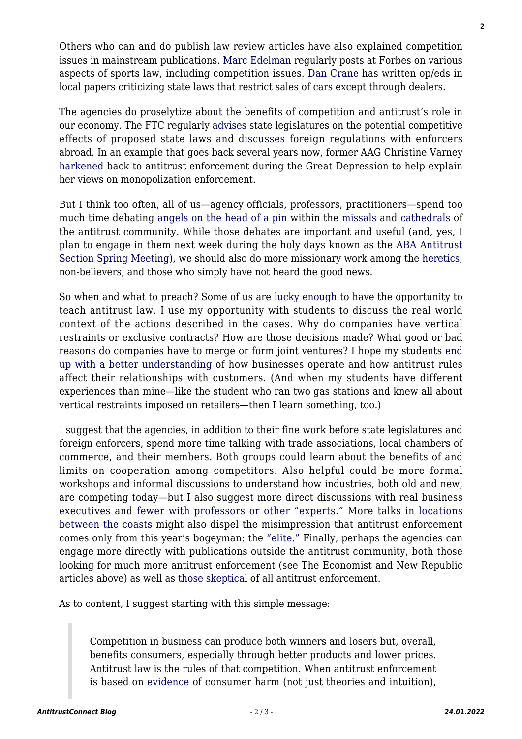Others who can and do publish law review articles have also explained competition issues in mainstream publications. Marc Edelman regularly posts at Forbes on various aspects of sports law, including competition issues. Dan Crane has written op/eds in local papers criticizing state laws that restrict sales of cars except through dealers.

The agencies do proselytize about the benefits of competition and antitrust's role in our economy. The FTC regularly advises state legislatures on the potential competitive effects of proposed state laws and discusses foreign regulations with enforcers abroad. In an example that goes back several years now, former AAG Christine Varney harkened back to antitrust enforcement during the Great Depression to help explain her views on monopolization enforcement.

But I think too often, all of us—agency officials, professors, practitioners—spend too much time debating angels on the head of a pin within the missals and cathedrals of the antitrust community. While those debates are important and useful (and, yes, I plan to engage in them next week during the holy days known as the ABA Antitrust Section Spring Meeting), we should also do more missionary work among the heretics, non-believers, and those who simply have not heard the good news.

So when and what to preach? Some of us are lucky enough to have the opportunity to teach antitrust law. I use my opportunity with students to discuss the real world context of the actions described in the cases. Why do companies have vertical restraints or exclusive contracts? How are those decisions made? What good or bad reasons do companies have to merge or form joint ventures? I hope my students end up with a better understanding of how businesses operate and how antitrust rules affect their relationships with customers. (And when my students have different experiences than mine—like the student who ran two gas stations and knew all about vertical restraints imposed on retailers—then I learn something, too.)

I suggest that the agencies, in addition to their fine work before state legislatures and foreign enforcers, spend more time talking with trade associations, local chambers of commerce, and their members. Both groups could learn about the benefits of and limits on cooperation among competitors. Also helpful could be more formal workshops and informal discussions to understand how industries, both old and new, are competing today—but I also suggest more direct discussions with real business executives and fewer with professors or other "experts." More talks in locations between the coasts might also dispel the misimpression that antitrust enforcement comes only from this year's bogeyman: the "elite." Finally, perhaps the agencies can engage more directly with publications outside the antitrust community, both those looking for much more antitrust enforcement (see The Economist and New Republic articles above) as well as those skeptical of all antitrust enforcement.

As to content, I suggest starting with this simple message:

> Competition in business can produce both winners and losers but, overall, benefits consumers, especially through better products and lower prices. Antitrust law is the rules of that competition. When antitrust enforcement is based on evidence of consumer harm (not just theories and intuition),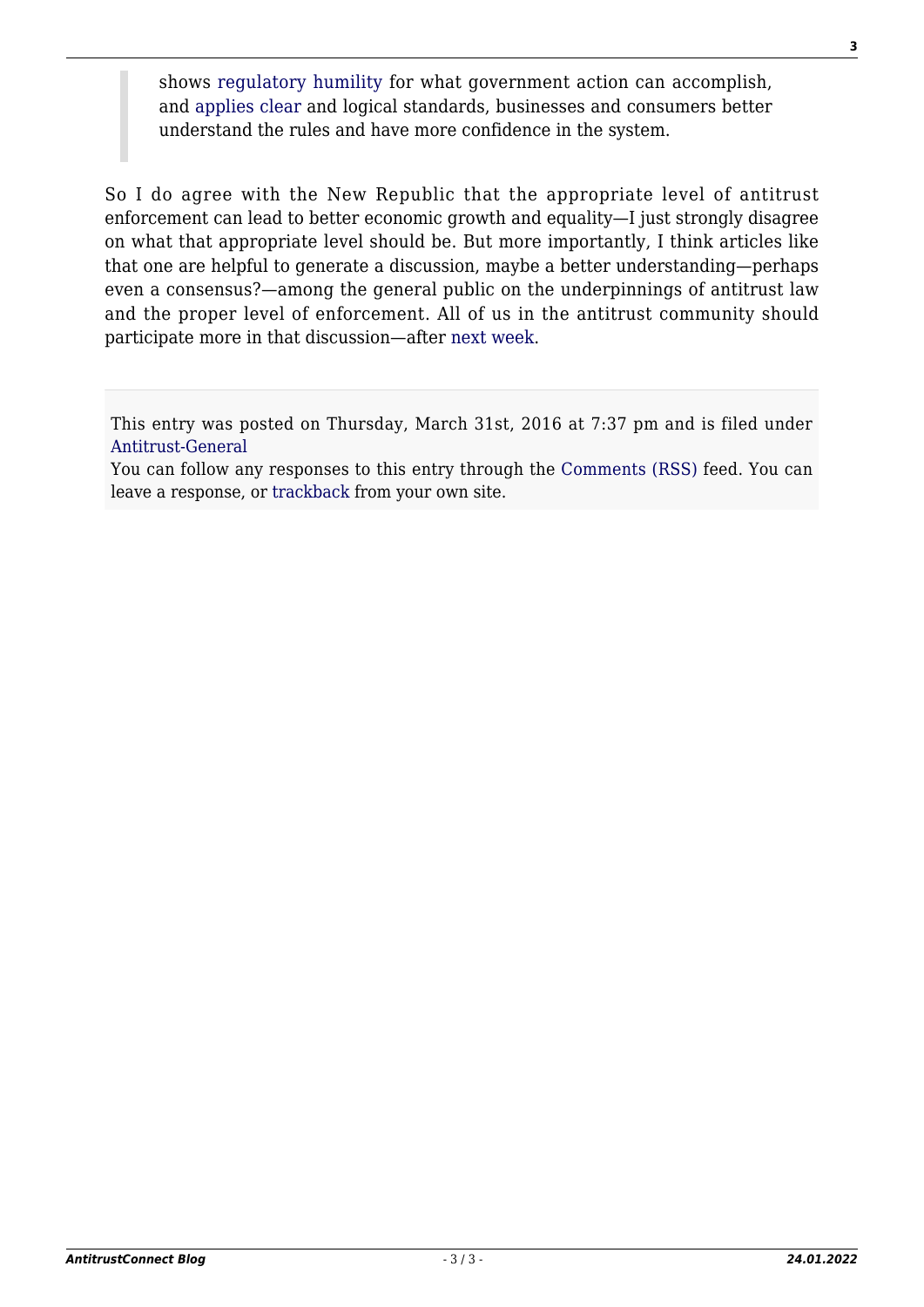> shows regulatory humility for what government action can accomplish, and applies clear and logical standards, businesses and consumers better understand the rules and have more confidence in the system.

So I do agree with the New Republic that the appropriate level of antitrust enforcement can lead to better economic growth and equality—I just strongly disagree on what that appropriate level should be. But more importantly, I think articles like that one are helpful to generate a discussion, maybe a better understanding—perhaps even a consensus?—among the general public on the underpinnings of antitrust law and the proper level of enforcement. All of us in the antitrust community should participate more in that discussion—after next week.

This entry was posted on Thursday, March 31st, 2016 at 7:37 pm and is filed under Antitrust-General
You can follow any responses to this entry through the Comments (RSS) feed. You can leave a response, or trackback from your own site.